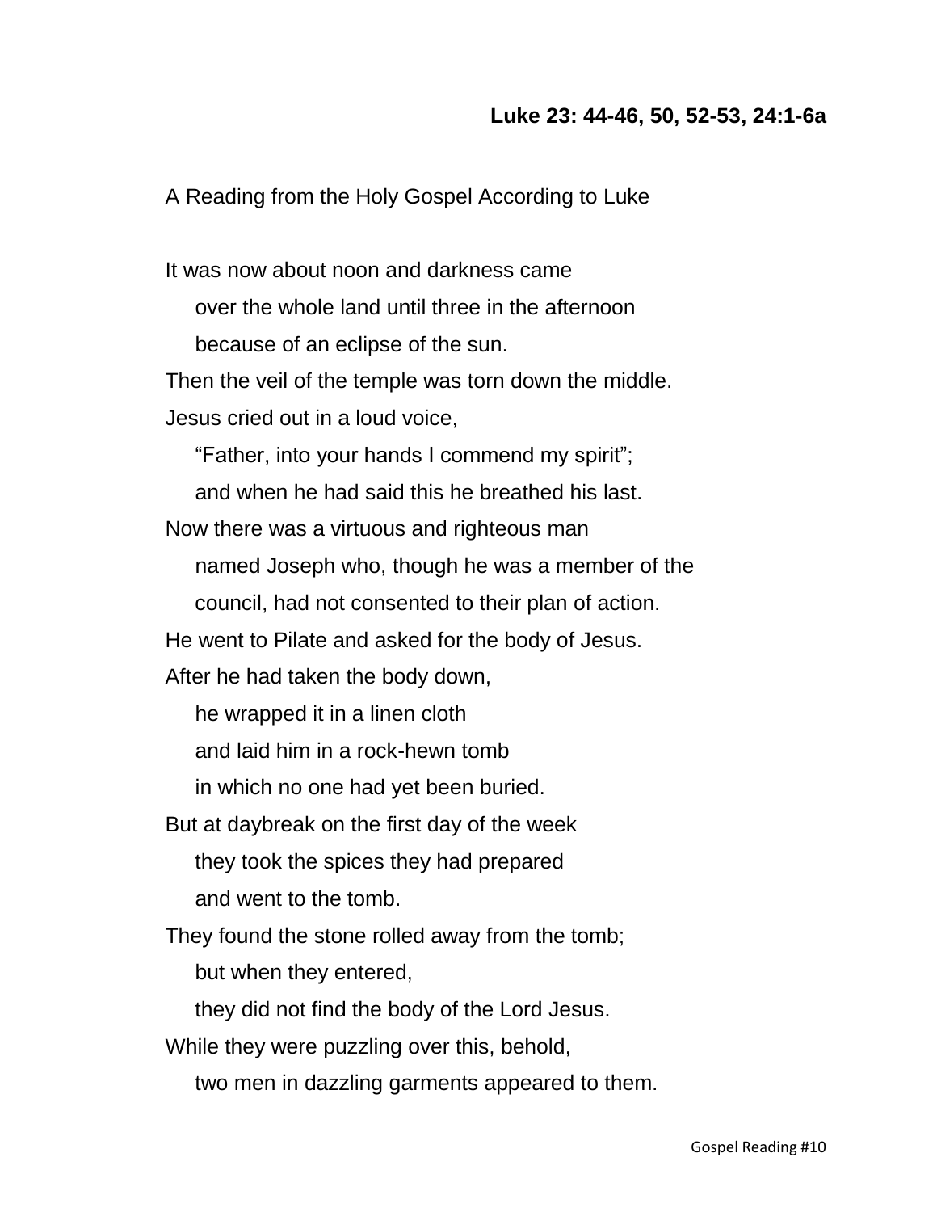**Luke 23: 44-46, 50, 52-53, 24:1-6a**

A Reading from the Holy Gospel According to Luke

It was now about noon and darkness came
over the whole land until three in the afternoon
because of an eclipse of the sun.
Then the veil of the temple was torn down the middle.
Jesus cried out in a loud voice,
"Father, into your hands I commend my spirit";
and when he had said this he breathed his last.
Now there was a virtuous and righteous man
named Joseph who, though he was a member of the
council, had not consented to their plan of action.
He went to Pilate and asked for the body of Jesus.
After he had taken the body down,
he wrapped it in a linen cloth
and laid him in a rock-hewn tomb
in which no one had yet been buried.
But at daybreak on the first day of the week
they took the spices they had prepared
and went to the tomb.
They found the stone rolled away from the tomb;
but when they entered,
they did not find the body of the Lord Jesus.
While they were puzzling over this, behold,
two men in dazzling garments appeared to them.

Gospel Reading #10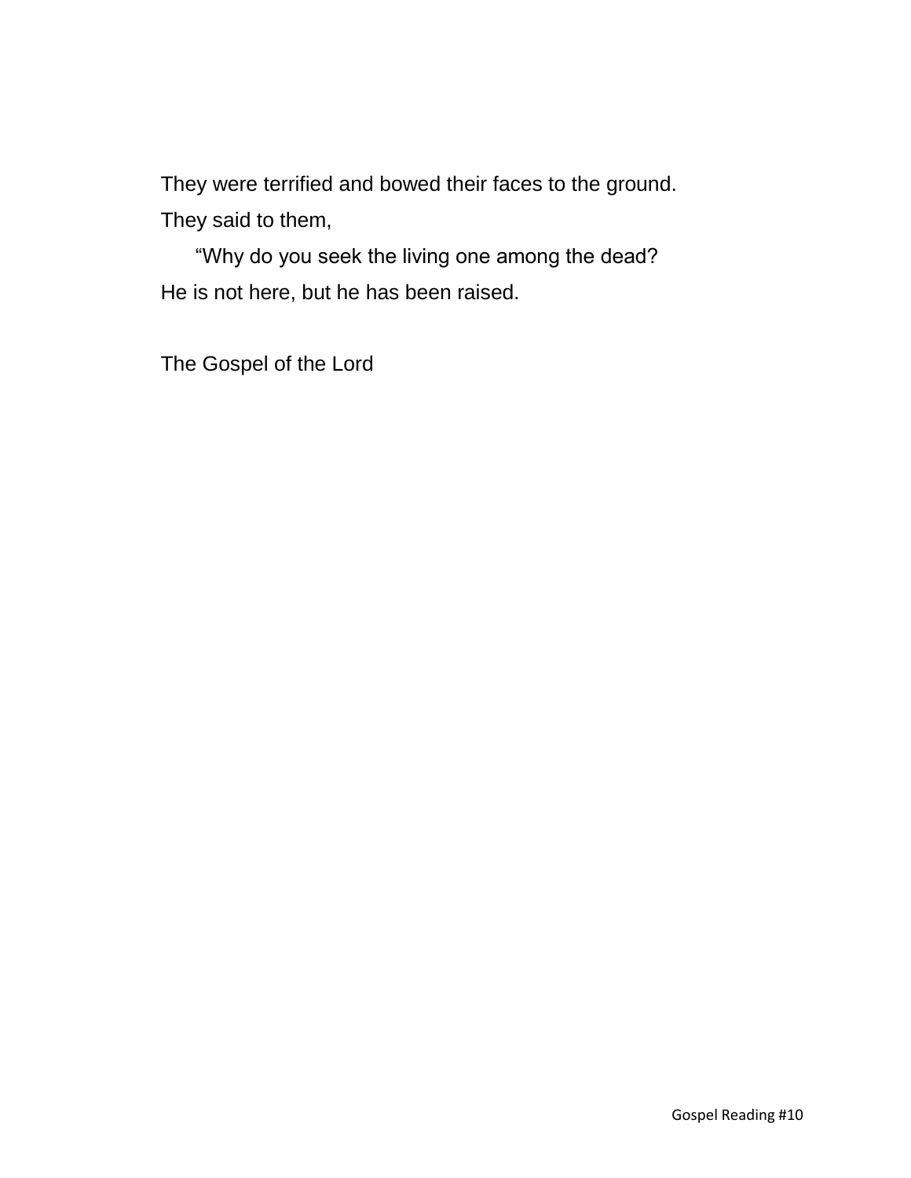They were terrified and bowed their faces to the ground.
They said to them,
"Why do you seek the living one among the dead?
He is not here, but he has been raised.

The Gospel of the Lord